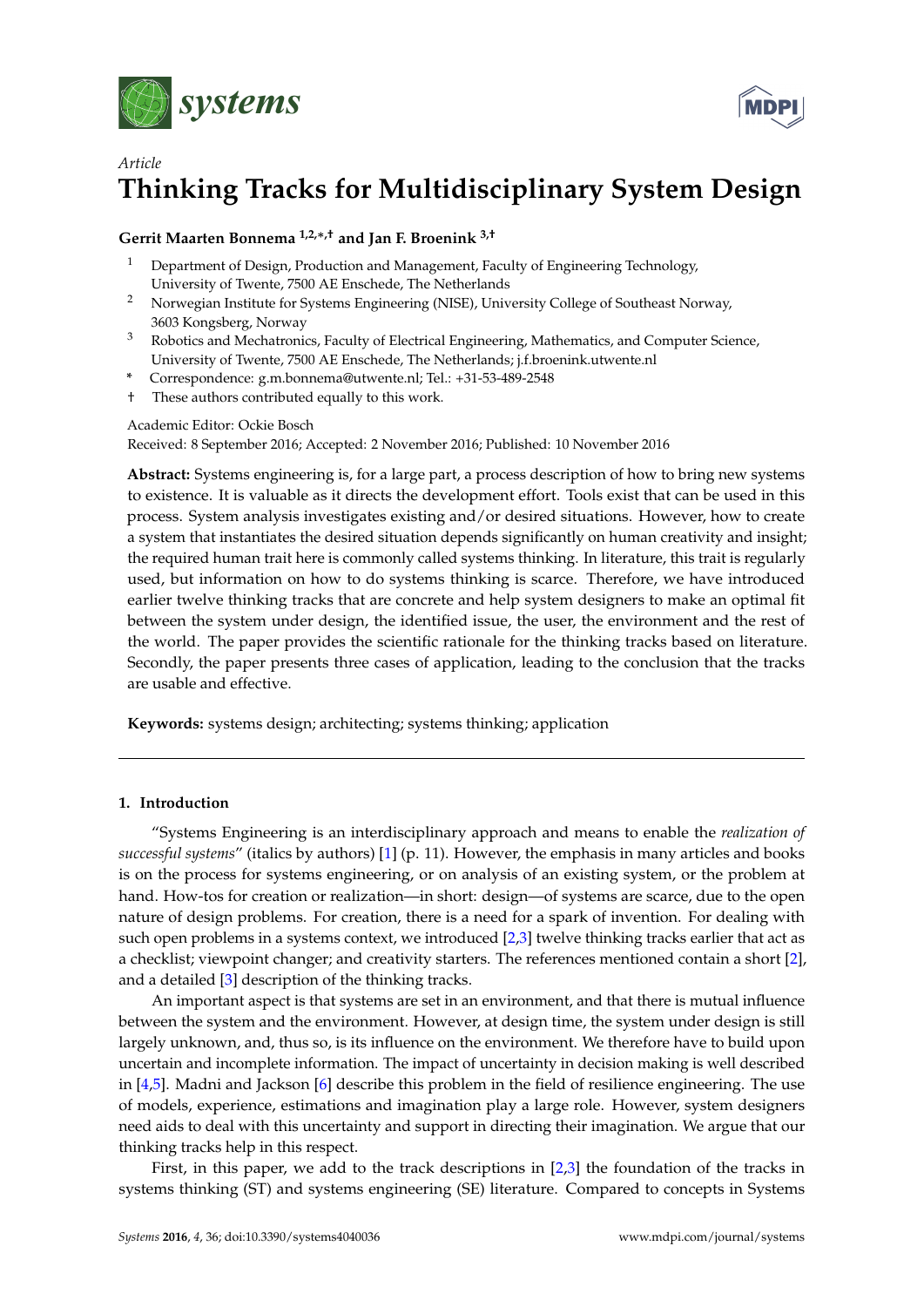*Article*

# Thinking Tracks for Multidisciplinary System Design

**Gerrit Maarten Bonnema [1,2,*,†] and Jan F. Broenink [3,†]**

[1] Department of Design, Production and Management, Faculty of Engineering Technology, University of Twente, 7500 AE Enschede, The Netherlands

[2] Norwegian Institute for Systems Engineering (NISE), University College of Southeast Norway, 3603 Kongsberg, Norway

[3] Robotics and Mechatronics, Faculty of Electrical Engineering, Mathematics, and Computer Science, University of Twente, 7500 AE Enschede, The Netherlands; j.f.broenink.utwente.nl

\* Correspondence: g.m.bonnema@utwente.nl; Tel.: +31-53-489-2548

† These authors contributed equally to this work.

Academic Editor: Ockie Bosch

Received: 8 September 2016; Accepted: 2 November 2016; Published: 10 November 2016

**Abstract:** Systems engineering is, for a large part, a process description of how to bring new systems to existence. It is valuable as it directs the development effort. Tools exist that can be used in this process. System analysis investigates existing and/or desired situations. However, how to create a system that instantiates the desired situation depends significantly on human creativity and insight; the required human trait here is commonly called systems thinking. In literature, this trait is regularly used, but information on how to do systems thinking is scarce. Therefore, we have introduced earlier twelve thinking tracks that are concrete and help system designers to make an optimal fit between the system under design, the identified issue, the user, the environment and the rest of the world. The paper provides the scientific rationale for the thinking tracks based on literature. Secondly, the paper presents three cases of application, leading to the conclusion that the tracks are usable and effective.

**Keywords:** systems design; architecting; systems thinking; application

## 1. Introduction

"Systems Engineering is an interdisciplinary approach and means to enable the *realization of successful systems*" (italics by authors) [1] (p. 11). However, the emphasis in many articles and books is on the process for systems engineering, or on analysis of an existing system, or the problem at hand. How-tos for creation or realization—in short: design—of systems are scarce, due to the open nature of design problems. For creation, there is a need for a spark of invention. For dealing with such open problems in a systems context, we introduced [2,3] twelve thinking tracks earlier that act as a checklist; viewpoint changer; and creativity starters. The references mentioned contain a short [2], and a detailed [3] description of the thinking tracks.

An important aspect is that systems are set in an environment, and that there is mutual influence between the system and the environment. However, at design time, the system under design is still largely unknown, and, thus so, is its influence on the environment. We therefore have to build upon uncertain and incomplete information. The impact of uncertainty in decision making is well described in [4,5]. Madni and Jackson [6] describe this problem in the field of resilience engineering. The use of models, experience, estimations and imagination play a large role. However, system designers need aids to deal with this uncertainty and support in directing their imagination. We argue that our thinking tracks help in this respect.

First, in this paper, we add to the track descriptions in [2,3] the foundation of the tracks in systems thinking (ST) and systems engineering (SE) literature. Compared to concepts in Systems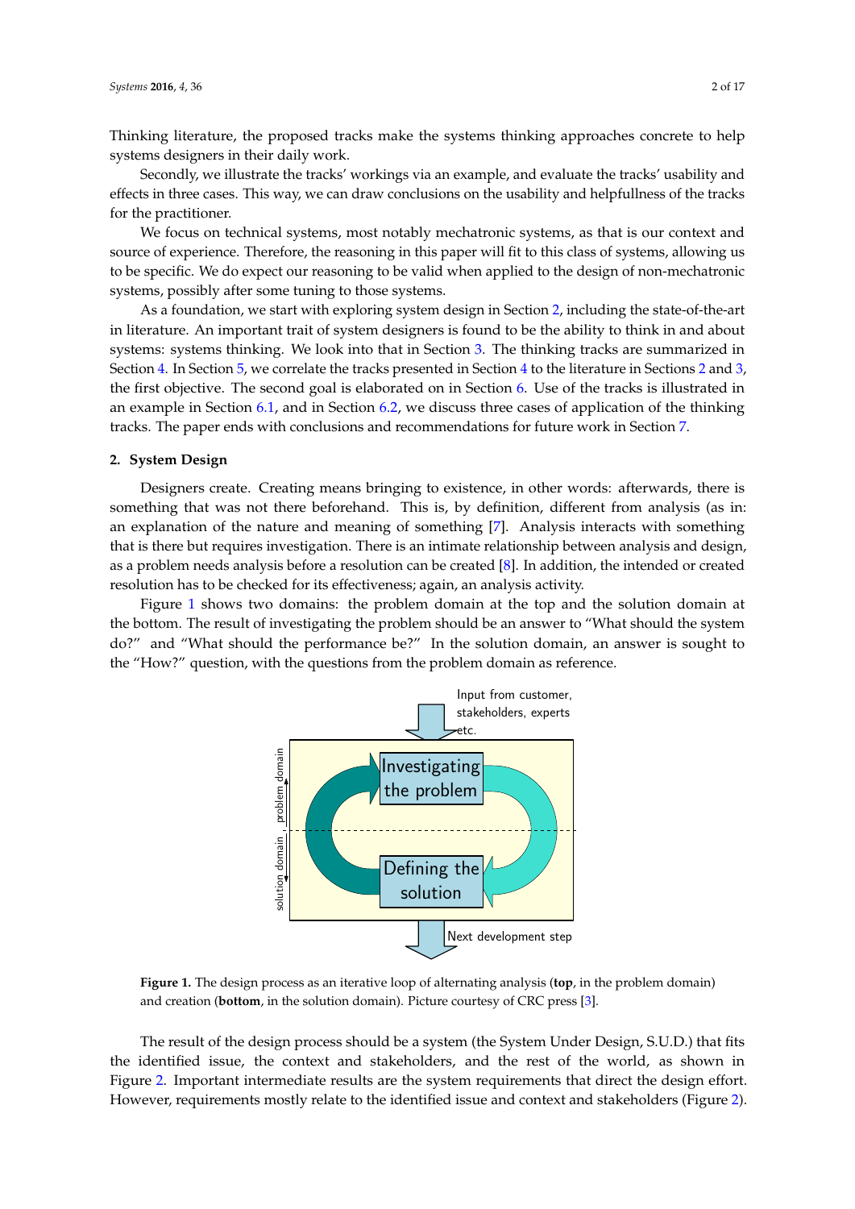Thinking literature, the proposed tracks make the systems thinking approaches concrete to help systems designers in their daily work.

Secondly, we illustrate the tracks' workings via an example, and evaluate the tracks' usability and effects in three cases. This way, we can draw conclusions on the usability and helpfullness of the tracks for the practitioner.

We focus on technical systems, most notably mechatronic systems, as that is our context and source of experience. Therefore, the reasoning in this paper will fit to this class of systems, allowing us to be specific. We do expect our reasoning to be valid when applied to the design of non-mechatronic systems, possibly after some tuning to those systems.

As a foundation, we start with exploring system design in Section 2, including the state-of-the-art in literature. An important trait of system designers is found to be the ability to think in and about systems: systems thinking. We look into that in Section 3. The thinking tracks are summarized in Section 4. In Section 5, we correlate the tracks presented in Section 4 to the literature in Sections 2 and 3, the first objective. The second goal is elaborated on in Section 6. Use of the tracks is illustrated in an example in Section 6.1, and in Section 6.2, we discuss three cases of application of the thinking tracks. The paper ends with conclusions and recommendations for future work in Section 7.

## 2. System Design

Designers create. Creating means bringing to existence, in other words: afterwards, there is something that was not there beforehand. This is, by definition, different from analysis (as in: an explanation of the nature and meaning of something [7]. Analysis interacts with something that is there but requires investigation. There is an intimate relationship between analysis and design, as a problem needs analysis before a resolution can be created [8]. In addition, the intended or created resolution has to be checked for its effectiveness; again, an analysis activity.

Figure 1 shows two domains: the problem domain at the top and the solution domain at the bottom. The result of investigating the problem should be an answer to "What should the system do?" and "What should the performance be?" In the solution domain, an answer is sought to the "How?" question, with the questions from the problem domain as reference.

Input from customer, stakeholders, experts etc.

Investigating the problem

Defining the solution

problem domain

solution domain

Next development step

**Figure 1.** The design process as an iterative loop of alternating analysis (**top**, in the problem domain) and creation (**bottom**, in the solution domain). Picture courtesy of CRC press [3].

The result of the design process should be a system (the System Under Design, S.U.D.) that fits the identified issue, the context and stakeholders, and the rest of the world, as shown in Figure 2. Important intermediate results are the system requirements that direct the design effort. However, requirements mostly relate to the identified issue and context and stakeholders (Figure 2).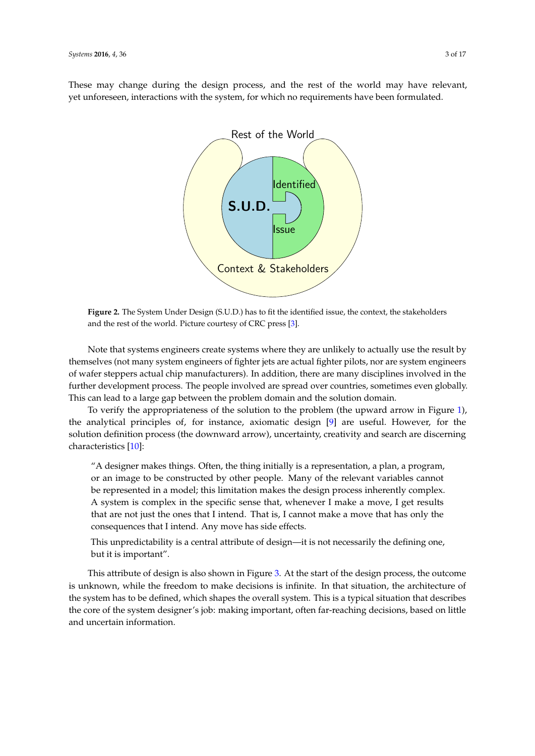These may change during the design process, and the rest of the world may have relevant, yet unforeseen, interactions with the system, for which no requirements have been formulated.

**Figure 2.** The System Under Design (S.U.D.) has to fit the identified issue, the context, the stakeholders and the rest of the world. Picture courtesy of CRC press [3].

Note that systems engineers create systems where they are unlikely to actually use the result by themselves (not many system engineers of fighter jets are actual fighter pilots, nor are system engineers of wafer steppers actual chip manufacturers). In addition, there are many disciplines involved in the further development process. The people involved are spread over countries, sometimes even globally. This can lead to a large gap between the problem domain and the solution domain.

To verify the appropriateness of the solution to the problem (the upward arrow in Figure 1), the analytical principles of, for instance, axiomatic design [9] are useful. However, for the solution definition process (the downward arrow), uncertainty, creativity and search are discerning characteristics [10]:

> "A designer makes things. Often, the thing initially is a representation, a plan, a program, or an image to be constructed by other people. Many of the relevant variables cannot be represented in a model; this limitation makes the design process inherently complex. A system is complex in the specific sense that, whenever I make a move, I get results that are not just the ones that I intend. That is, I cannot make a move that has only the consequences that I intend. Any move has side effects.
>
> This unpredictability is a central attribute of design—it is not necessarily the defining one, but it is important".

This attribute of design is also shown in Figure 3. At the start of the design process, the outcome is unknown, while the freedom to make decisions is infinite. In that situation, the architecture of the system has to be defined, which shapes the overall system. This is a typical situation that describes the core of the system designer's job: making important, often far-reaching decisions, based on little and uncertain information.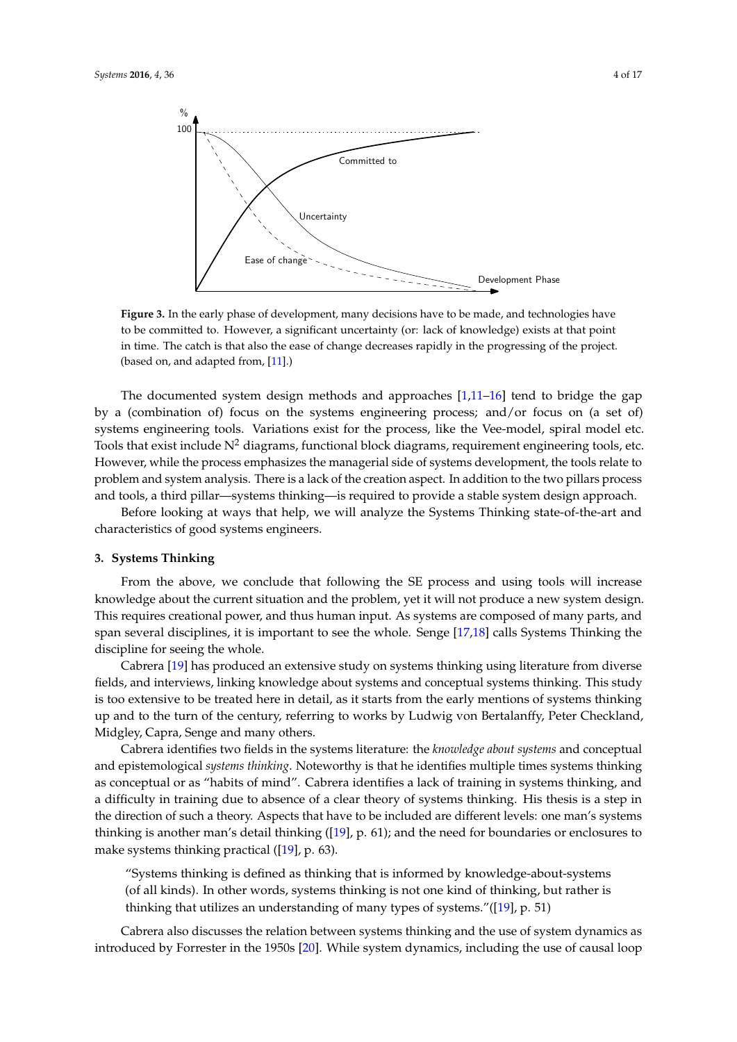**Figure 3.** In the early phase of development, many decisions have to be made, and technologies have to be committed to. However, a significant uncertainty (or: lack of knowledge) exists at that point in time. The catch is that also the ease of change decreases rapidly in the progressing of the project. (based on, and adapted from, [11].)

The documented system design methods and approaches [1,11–16] tend to bridge the gap by a (combination of) focus on the systems engineering process; and/or focus on (a set of) systems engineering tools. Variations exist for the process, like the Vee-model, spiral model etc. Tools that exist include $N^2$ diagrams, functional block diagrams, requirement engineering tools, etc. However, while the process emphasizes the managerial side of systems development, the tools relate to problem and system analysis. There is a lack of the creation aspect. In addition to the two pillars process and tools, a third pillar—systems thinking—is required to provide a stable system design approach.

Before looking at ways that help, we will analyze the Systems Thinking state-of-the-art and characteristics of good systems engineers.

## 3. Systems Thinking

From the above, we conclude that following the SE process and using tools will increase knowledge about the current situation and the problem, yet it will not produce a new system design. This requires creational power, and thus human input. As systems are composed of many parts, and span several disciplines, it is important to see the whole. Senge [17,18] calls Systems Thinking the discipline for seeing the whole.

Cabrera [19] has produced an extensive study on systems thinking using literature from diverse fields, and interviews, linking knowledge about systems and conceptual systems thinking. This study is too extensive to be treated here in detail, as it starts from the early mentions of systems thinking up and to the turn of the century, referring to works by Ludwig von Bertalanffy, Peter Checkland, Midgley, Capra, Senge and many others.

Cabrera identifies two fields in the systems literature: the *knowledge about systems* and conceptual and epistemological *systems thinking*. Noteworthy is that he identifies multiple times systems thinking as conceptual or as "habits of mind". Cabrera identifies a lack of training in systems thinking, and a difficulty in training due to absence of a clear theory of systems thinking. His thesis is a step in the direction of such a theory. Aspects that have to be included are different levels: one man's systems thinking is another man's detail thinking ([19], p. 61); and the need for boundaries or enclosures to make systems thinking practical ([19], p. 63).

> "Systems thinking is defined as thinking that is informed by knowledge-about-systems (of all kinds). In other words, systems thinking is not one kind of thinking, but rather is thinking that utilizes an understanding of many types of systems."([19], p. 51)

Cabrera also discusses the relation between systems thinking and the use of system dynamics as introduced by Forrester in the 1950s [20]. While system dynamics, including the use of causal loop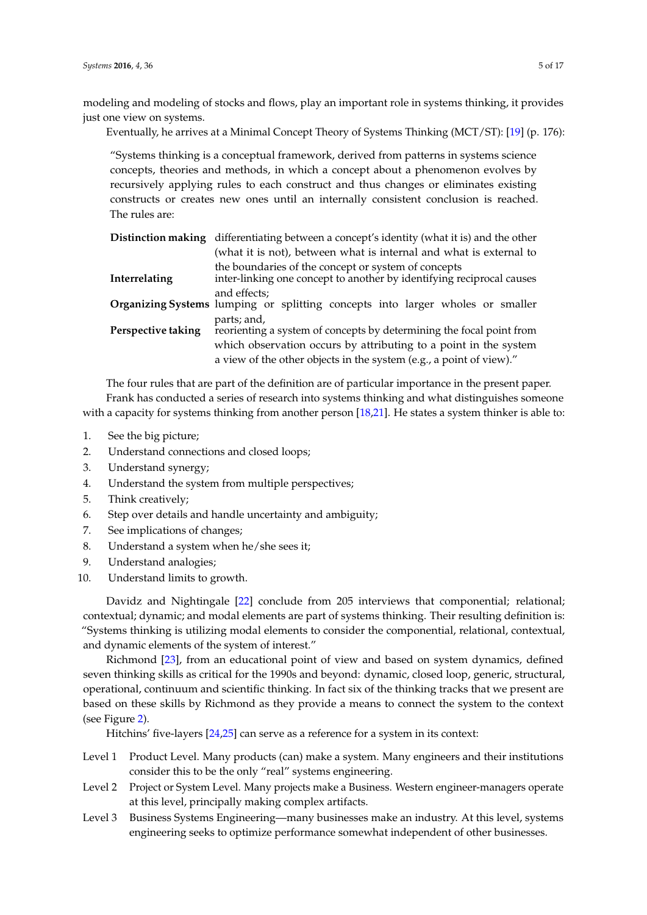modeling and modeling of stocks and flows, play an important role in systems thinking, it provides just one view on systems.

Eventually, he arrives at a Minimal Concept Theory of Systems Thinking (MCT/ST): [19] (p. 176):

> "Systems thinking is a conceptual framework, derived from patterns in systems science concepts, theories and methods, in which a concept about a phenomenon evolves by recursively applying rules to each construct and thus changes or eliminates existing constructs or creates new ones until an internally consistent conclusion is reached. The rules are:
>
> **Distinction making** differentiating between a concept's identity (what it is) and the other (what it is not), between what is internal and what is external to the boundaries of the concept or system of concepts
>
> **Interrelating** inter-linking one concept to another by identifying reciprocal causes and effects;
>
> **Organizing Systems** lumping or splitting concepts into larger wholes or smaller parts; and,
>
> **Perspective taking** reorienting a system of concepts by determining the focal point from which observation occurs by attributing to a point in the system a view of the other objects in the system (e.g., a point of view)."

The four rules that are part of the definition are of particular importance in the present paper.

Frank has conducted a series of research into systems thinking and what distinguishes someone with a capacity for systems thinking from another person [18,21]. He states a system thinker is able to:

1. See the big picture;
2. Understand connections and closed loops;
3. Understand synergy;
4. Understand the system from multiple perspectives;
5. Think creatively;
6. Step over details and handle uncertainty and ambiguity;
7. See implications of changes;
8. Understand a system when he/she sees it;
9. Understand analogies;
10. Understand limits to growth.

Davidz and Nightingale [22] conclude from 205 interviews that componential; relational; contextual; dynamic; and modal elements are part of systems thinking. Their resulting definition is: "Systems thinking is utilizing modal elements to consider the componential, relational, contextual, and dynamic elements of the system of interest."

Richmond [23], from an educational point of view and based on system dynamics, defined seven thinking skills as critical for the 1990s and beyond: dynamic, closed loop, generic, structural, operational, continuum and scientific thinking. In fact six of the thinking tracks that we present are based on these skills by Richmond as they provide a means to connect the system to the context (see Figure 2).

Hitchins' five-layers [24,25] can serve as a reference for a system in its context:

- Level 1 Product Level. Many products (can) make a system. Many engineers and their institutions consider this to be the only "real" systems engineering.
- Level 2 Project or System Level. Many projects make a Business. Western engineer-managers operate at this level, principally making complex artifacts.
- Level 3 Business Systems Engineering—many businesses make an industry. At this level, systems engineering seeks to optimize performance somewhat independent of other businesses.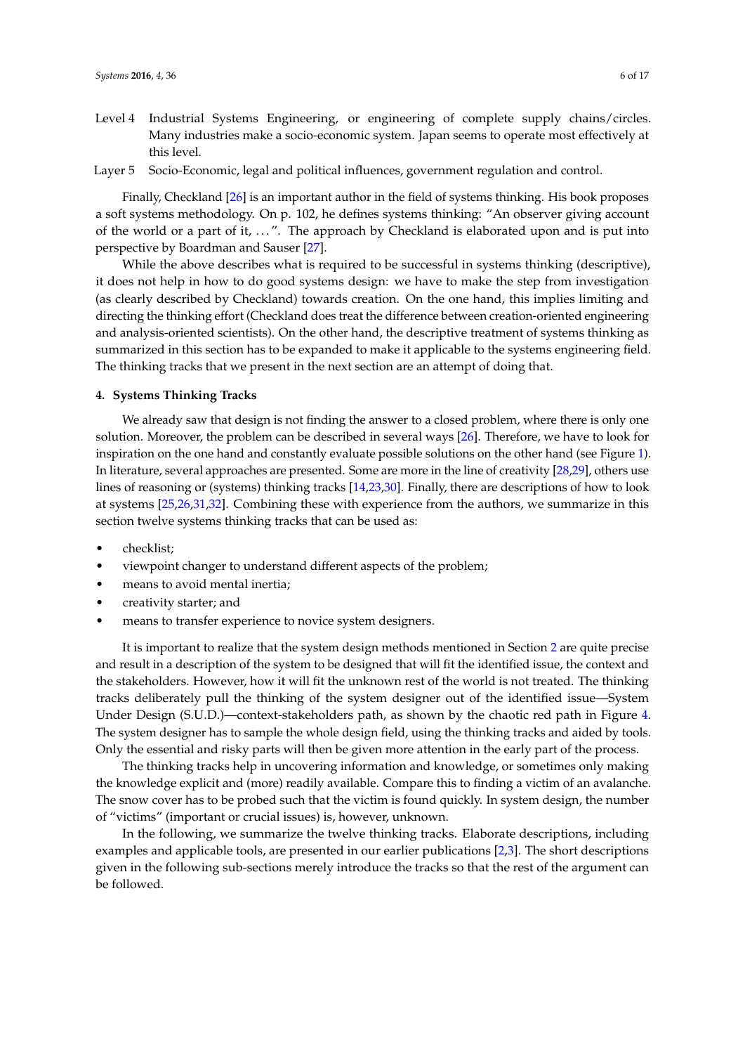Level 4 Industrial Systems Engineering, or engineering of complete supply chains/circles. Many industries make a socio-economic system. Japan seems to operate most effectively at this level.

Layer 5 Socio-Economic, legal and political influences, government regulation and control.

Finally, Checkland [26] is an important author in the field of systems thinking. His book proposes a soft systems methodology. On p. 102, he defines systems thinking: "An observer giving account of the world or a part of it, . . . ". The approach by Checkland is elaborated upon and is put into perspective by Boardman and Sauser [27].

While the above describes what is required to be successful in systems thinking (descriptive), it does not help in how to do good systems design: we have to make the step from investigation (as clearly described by Checkland) towards creation. On the one hand, this implies limiting and directing the thinking effort (Checkland does treat the difference between creation-oriented engineering and analysis-oriented scientists). On the other hand, the descriptive treatment of systems thinking as summarized in this section has to be expanded to make it applicable to the systems engineering field. The thinking tracks that we present in the next section are an attempt of doing that.

## 4. Systems Thinking Tracks

We already saw that design is not finding the answer to a closed problem, where there is only one solution. Moreover, the problem can be described in several ways [26]. Therefore, we have to look for inspiration on the one hand and constantly evaluate possible solutions on the other hand (see Figure 1). In literature, several approaches are presented. Some are more in the line of creativity [28,29], others use lines of reasoning or (systems) thinking tracks [14,23,30]. Finally, there are descriptions of how to look at systems [25,26,31,32]. Combining these with experience from the authors, we summarize in this section twelve systems thinking tracks that can be used as:

- checklist;
- viewpoint changer to understand different aspects of the problem;
- means to avoid mental inertia;
- creativity starter; and
- means to transfer experience to novice system designers.

It is important to realize that the system design methods mentioned in Section 2 are quite precise and result in a description of the system to be designed that will fit the identified issue, the context and the stakeholders. However, how it will fit the unknown rest of the world is not treated. The thinking tracks deliberately pull the thinking of the system designer out of the identified issue—System Under Design (S.U.D.)—context-stakeholders path, as shown by the chaotic red path in Figure 4. The system designer has to sample the whole design field, using the thinking tracks and aided by tools. Only the essential and risky parts will then be given more attention in the early part of the process.

The thinking tracks help in uncovering information and knowledge, or sometimes only making the knowledge explicit and (more) readily available. Compare this to finding a victim of an avalanche. The snow cover has to be probed such that the victim is found quickly. In system design, the number of "victims" (important or crucial issues) is, however, unknown.

In the following, we summarize the twelve thinking tracks. Elaborate descriptions, including examples and applicable tools, are presented in our earlier publications [2,3]. The short descriptions given in the following sub-sections merely introduce the tracks so that the rest of the argument can be followed.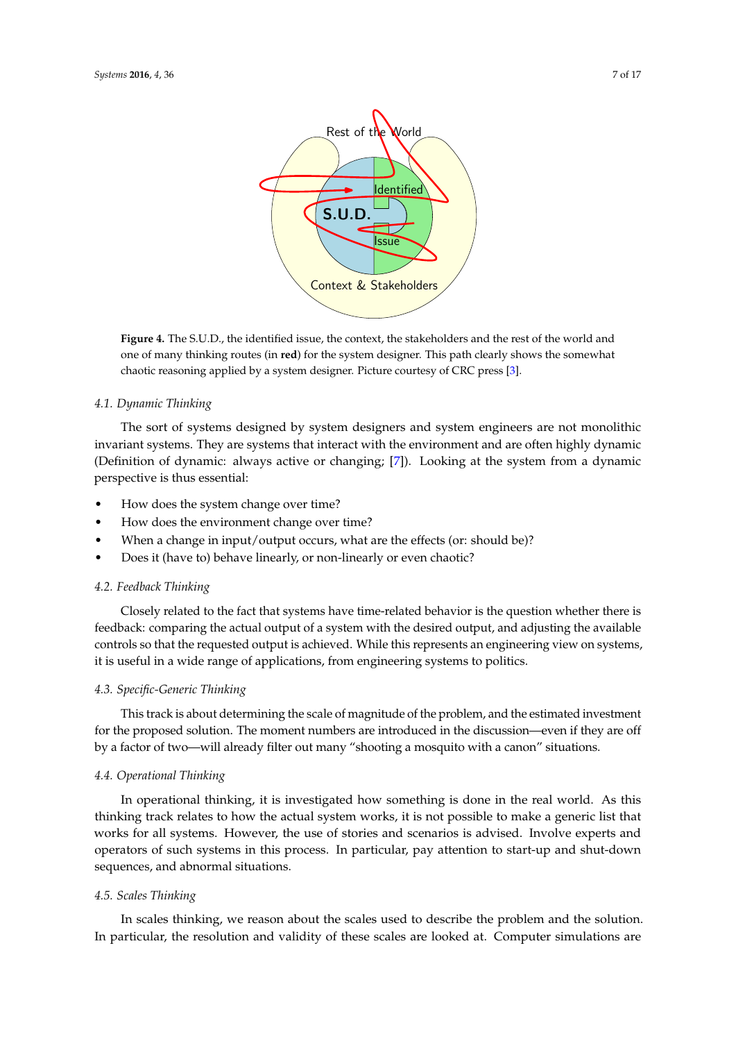**Figure 4.** The S.U.D., the identified issue, the context, the stakeholders and the rest of the world and one of many thinking routes (in **red**) for the system designer. This path clearly shows the somewhat chaotic reasoning applied by a system designer. Picture courtesy of CRC press [3].

### 4.1. Dynamic Thinking

The sort of systems designed by system designers and system engineers are not monolithic invariant systems. They are systems that interact with the environment and are often highly dynamic (Definition of dynamic: always active or changing; [7]). Looking at the system from a dynamic perspective is thus essential:

- How does the system change over time?
- How does the environment change over time?
- When a change in input/output occurs, what are the effects (or: should be)?
- Does it (have to) behave linearly, or non-linearly or even chaotic?

### 4.2. Feedback Thinking

Closely related to the fact that systems have time-related behavior is the question whether there is feedback: comparing the actual output of a system with the desired output, and adjusting the available controls so that the requested output is achieved. While this represents an engineering view on systems, it is useful in a wide range of applications, from engineering systems to politics.

### 4.3. Specific-Generic Thinking

This track is about determining the scale of magnitude of the problem, and the estimated investment for the proposed solution. The moment numbers are introduced in the discussion—even if they are off by a factor of two—will already filter out many "shooting a mosquito with a canon" situations.

### 4.4. Operational Thinking

In operational thinking, it is investigated how something is done in the real world. As this thinking track relates to how the actual system works, it is not possible to make a generic list that works for all systems. However, the use of stories and scenarios is advised. Involve experts and operators of such systems in this process. In particular, pay attention to start-up and shut-down sequences, and abnormal situations.

### 4.5. Scales Thinking

In scales thinking, we reason about the scales used to describe the problem and the solution. In particular, the resolution and validity of these scales are looked at. Computer simulations are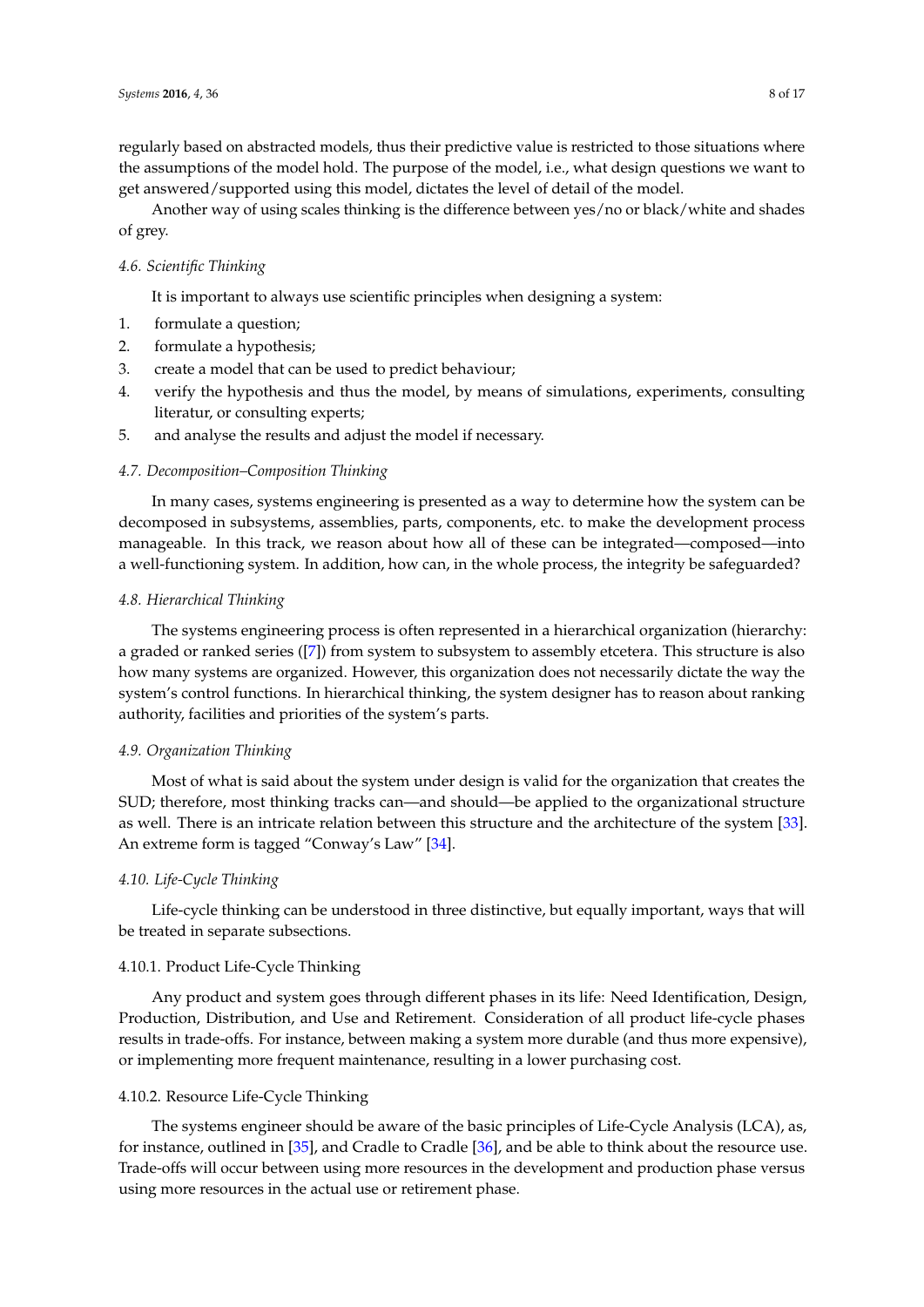regularly based on abstracted models, thus their predictive value is restricted to those situations where the assumptions of the model hold. The purpose of the model, i.e., what design questions we want to get answered/supported using this model, dictates the level of detail of the model.

Another way of using scales thinking is the difference between yes/no or black/white and shades of grey.

### *4.6. Scientific Thinking*

It is important to always use scientific principles when designing a system:

1. formulate a question;
2. formulate a hypothesis;
3. create a model that can be used to predict behaviour;
4. verify the hypothesis and thus the model, by means of simulations, experiments, consulting literatur, or consulting experts;
5. and analyse the results and adjust the model if necessary.

### *4.7. Decomposition–Composition Thinking*

In many cases, systems engineering is presented as a way to determine how the system can be decomposed in subsystems, assemblies, parts, components, etc. to make the development process manageable. In this track, we reason about how all of these can be integrated—composed—into a well-functioning system. In addition, how can, in the whole process, the integrity be safeguarded?

### *4.8. Hierarchical Thinking*

The systems engineering process is often represented in a hierarchical organization (hierarchy: a graded or ranked series ([7]) from system to subsystem to assembly etcetera. This structure is also how many systems are organized. However, this organization does not necessarily dictate the way the system's control functions. In hierarchical thinking, the system designer has to reason about ranking authority, facilities and priorities of the system's parts.

### *4.9. Organization Thinking*

Most of what is said about the system under design is valid for the organization that creates the SUD; therefore, most thinking tracks can—and should—be applied to the organizational structure as well. There is an intricate relation between this structure and the architecture of the system [33]. An extreme form is tagged "Conway's Law" [34].

### *4.10. Life-Cycle Thinking*

Life-cycle thinking can be understood in three distinctive, but equally important, ways that will be treated in separate subsections.

#### 4.10.1. Product Life-Cycle Thinking

Any product and system goes through different phases in its life: Need Identification, Design, Production, Distribution, and Use and Retirement. Consideration of all product life-cycle phases results in trade-offs. For instance, between making a system more durable (and thus more expensive), or implementing more frequent maintenance, resulting in a lower purchasing cost.

#### 4.10.2. Resource Life-Cycle Thinking

The systems engineer should be aware of the basic principles of Life-Cycle Analysis (LCA), as, for instance, outlined in [35], and Cradle to Cradle [36], and be able to think about the resource use. Trade-offs will occur between using more resources in the development and production phase versus using more resources in the actual use or retirement phase.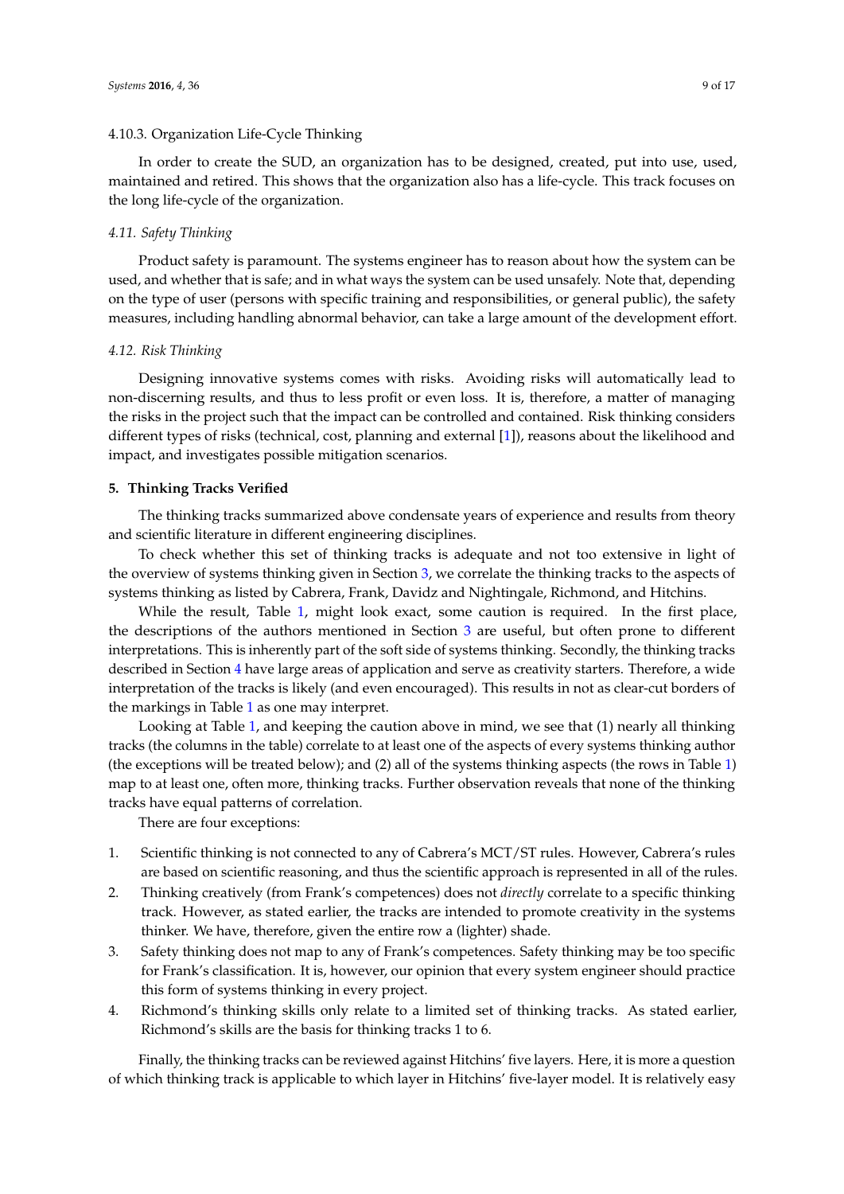#### 4.10.3. Organization Life-Cycle Thinking

In order to create the SUD, an organization has to be designed, created, put into use, used, maintained and retired. This shows that the organization also has a life-cycle. This track focuses on the long life-cycle of the organization.

### *4.11. Safety Thinking*

Product safety is paramount. The systems engineer has to reason about how the system can be used, and whether that is safe; and in what ways the system can be used unsafely. Note that, depending on the type of user (persons with specific training and responsibilities, or general public), the safety measures, including handling abnormal behavior, can take a large amount of the development effort.

### *4.12. Risk Thinking*

Designing innovative systems comes with risks. Avoiding risks will automatically lead to non-discerning results, and thus to less profit or even loss. It is, therefore, a matter of managing the risks in the project such that the impact can be controlled and contained. Risk thinking considers different types of risks (technical, cost, planning and external [1]), reasons about the likelihood and impact, and investigates possible mitigation scenarios.

## **5. Thinking Tracks Verified**

The thinking tracks summarized above condensate years of experience and results from theory and scientific literature in different engineering disciplines.

To check whether this set of thinking tracks is adequate and not too extensive in light of the overview of systems thinking given in Section 3, we correlate the thinking tracks to the aspects of systems thinking as listed by Cabrera, Frank, Davidz and Nightingale, Richmond, and Hitchins.

While the result, Table 1, might look exact, some caution is required. In the first place, the descriptions of the authors mentioned in Section 3 are useful, but often prone to different interpretations. This is inherently part of the soft side of systems thinking. Secondly, the thinking tracks described in Section 4 have large areas of application and serve as creativity starters. Therefore, a wide interpretation of the tracks is likely (and even encouraged). This results in not as clear-cut borders of the markings in Table 1 as one may interpret.

Looking at Table 1, and keeping the caution above in mind, we see that (1) nearly all thinking tracks (the columns in the table) correlate to at least one of the aspects of every systems thinking author (the exceptions will be treated below); and (2) all of the systems thinking aspects (the rows in Table 1) map to at least one, often more, thinking tracks. Further observation reveals that none of the thinking tracks have equal patterns of correlation.

There are four exceptions:

1. Scientific thinking is not connected to any of Cabrera's MCT/ST rules. However, Cabrera's rules are based on scientific reasoning, and thus the scientific approach is represented in all of the rules.
2. Thinking creatively (from Frank's competences) does not *directly* correlate to a specific thinking track. However, as stated earlier, the tracks are intended to promote creativity in the systems thinker. We have, therefore, given the entire row a (lighter) shade.
3. Safety thinking does not map to any of Frank's competences. Safety thinking may be too specific for Frank's classification. It is, however, our opinion that every system engineer should practice this form of systems thinking in every project.
4. Richmond's thinking skills only relate to a limited set of thinking tracks. As stated earlier, Richmond's skills are the basis for thinking tracks 1 to 6.

Finally, the thinking tracks can be reviewed against Hitchins' five layers. Here, it is more a question of which thinking track is applicable to which layer in Hitchins' five-layer model. It is relatively easy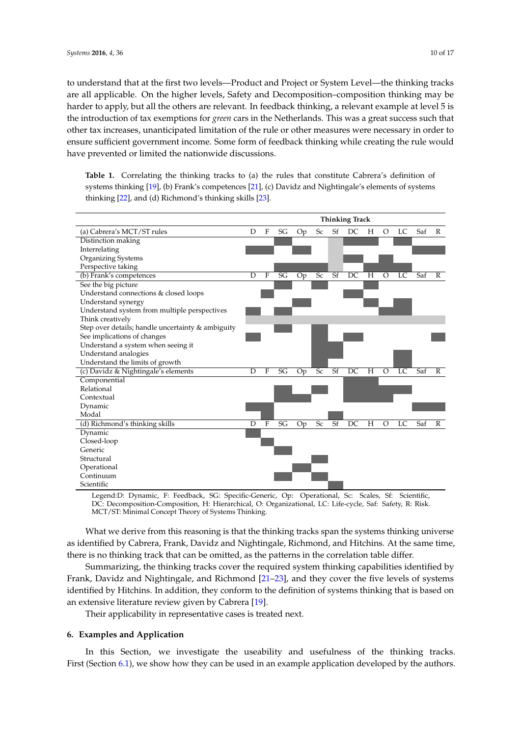to understand that at the first two levels—Product and Project or System Level—the thinking tracks are all applicable. On the higher levels, Safety and Decomposition–composition thinking may be harder to apply, but all the others are relevant. In feedback thinking, a relevant example at level 5 is the introduction of tax exemptions for *green* cars in the Netherlands. This was a great success such that other tax increases, unanticipated limitation of the rule or other measures were necessary in order to ensure sufficient government income. Some form of feedback thinking while creating the rule would have prevented or limited the nationwide discussions.

**Table 1.** Correlating the thinking tracks to (a) the rules that constitute Cabrera's definition of systems thinking [19], (b) Frank's competences [21], (c) Davidz and Nightingale's elements of systems thinking [22], and (d) Richmond's thinking skills [23].

| | Thinking Track | | | | | | | | | | | |
|---|---|---|---|---|---|---|---|---|---|---|---|---|
| **(a) Cabrera's MCT/ST rules** | **D** | **F** | **SG** | **Op** | **Sc** | **Sf** | **DC** | **H** | **O** | **LC** | **Saf** | **R** |
| Distinction making | | | x | | | (x) | x | x | | x | | |
| Interrelating | x | x | | x | | (x) | | | | | x | x |
| Organizing Systems | | | | | | (x) | x | | x | | | |
| Perspective taking | | | x | x | x | (x) | | x | x | x | | |
| **(b) Frank's competences** | **D** | **F** | **SG** | **Op** | **Sc** | **Sf** | **DC** | **H** | **O** | **LC** | **Saf** | **R** |
| See the big picture | | | x | | x | | | x | | | | |
| Understand connections & closed loops | | x | | | | | x | | | | | |
| Understand synergy | | | | x | | | | x | | x | | |
| Understand system from multiple perspectives | x | | x | | | | | | x | x | | |
| Think creatively | (x) | (x) | (x) | (x) | (x) | (x) | (x) | (x) | (x) | (x) | (x) | (x) |
| Step over details; handle uncertainty & ambiguity | | | x | | x | | | | | | | |
| See implications of changes | x | | | | x | | x | | | | | x |
| Understand a system when seeing it | | | | | x | x | | | | | | |
| Understand analogies | | | | | x | x | | | | x | | |
| Understand the limits of growth | | | | | x | | | | | x | | |
| **(c) Davidz & Nightingale's elements** | **D** | **F** | **SG** | **Op** | **Sc** | **Sf** | **DC** | **H** | **O** | **LC** | **Saf** | **R** |
| Componential | | | | | | | x | x | | | | |
| Relational | | | x | | x | | x | x | x | x | | |
| Contextual | | | x | x | | | x | x | x | | | |
| Dynamic | x | x | | | | | | | | | x | x |
| Modal | | x | | | | x | | | | | | |
| **(d) Richmond's thinking skills** | **D** | **F** | **SG** | **Op** | **Sc** | **Sf** | **DC** | **H** | **O** | **LC** | **Saf** | **R** |
| Dynamic | x | | | | | | | | | | | |
| Closed-loop | | x | | | | | | | | | | |
| Generic | | | x | | | | | | | | | |
| Structural | | | | | x | | | | | | | |
| Operational | | | | x | | | | | | | | |
| Continuum | | | x | | x | | | | | | | |
| Scientific | | | | | | x | | | | | | |

Legend:D: Dynamic, F: Feedback, SG: Specific-Generic, Op: Operational, Sc: Scales, Sf: Scientific, DC: Decomposition-Composition, H: Hierarchical, O: Organizational, LC: Life-cycle, Saf: Safety, R: Risk. MCT/ST: Minimal Concept Theory of Systems Thinking.

What we derive from this reasoning is that the thinking tracks span the systems thinking universe as identified by Cabrera, Frank, Davidz and Nightingale, Richmond, and Hitchins. At the same time, there is no thinking track that can be omitted, as the patterns in the correlation table differ.

Summarizing, the thinking tracks cover the required system thinking capabilities identified by Frank, Davidz and Nightingale, and Richmond [21–23], and they cover the five levels of systems identified by Hitchins. In addition, they conform to the definition of systems thinking that is based on an extensive literature review given by Cabrera [19].

Their applicability in representative cases is treated next.

## 6. Examples and Application

In this Section, we investigate the useability and usefulness of the thinking tracks. First (Section 6.1), we show how they can be used in an example application developed by the authors.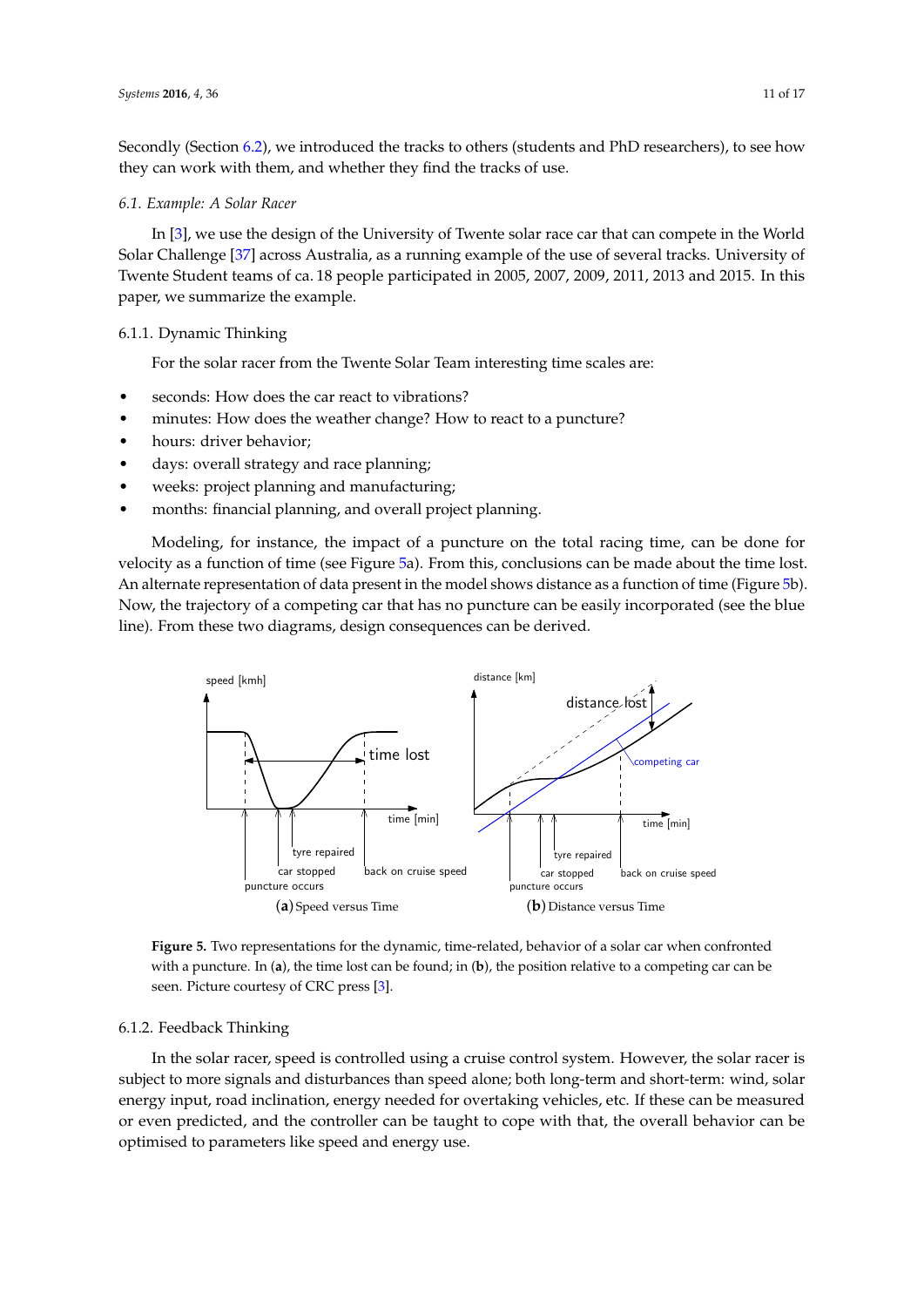Secondly (Section 6.2), we introduced the tracks to others (students and PhD researchers), to see how they can work with them, and whether they find the tracks of use.

### 6.1. Example: A Solar Racer

In [3], we use the design of the University of Twente solar race car that can compete in the World Solar Challenge [37] across Australia, as a running example of the use of several tracks. University of Twente Student teams of ca. 18 people participated in 2005, 2007, 2009, 2011, 2013 and 2015. In this paper, we summarize the example.

#### 6.1.1. Dynamic Thinking

For the solar racer from the Twente Solar Team interesting time scales are:

- seconds: How does the car react to vibrations?
- minutes: How does the weather change? How to react to a puncture?
- hours: driver behavior;
- days: overall strategy and race planning;
- weeks: project planning and manufacturing;
- months: financial planning, and overall project planning.

Modeling, for instance, the impact of a puncture on the total racing time, can be done for velocity as a function of time (see Figure 5a). From this, conclusions can be made about the time lost. An alternate representation of data present in the model shows distance as a function of time (Figure 5b). Now, the trajectory of a competing car that has no puncture can be easily incorporated (see the blue line). From these two diagrams, design consequences can be derived.

(**a**) Speed versus Time (**b**) Distance versus Time

**Figure 5.** Two representations for the dynamic, time-related, behavior of a solar car when confronted with a puncture. In (**a**), the time lost can be found; in (**b**), the position relative to a competing car can be seen. Picture courtesy of CRC press [3].

#### 6.1.2. Feedback Thinking

In the solar racer, speed is controlled using a cruise control system. However, the solar racer is subject to more signals and disturbances than speed alone; both long-term and short-term: wind, solar energy input, road inclination, energy needed for overtaking vehicles, etc. If these can be measured or even predicted, and the controller can be taught to cope with that, the overall behavior can be optimised to parameters like speed and energy use.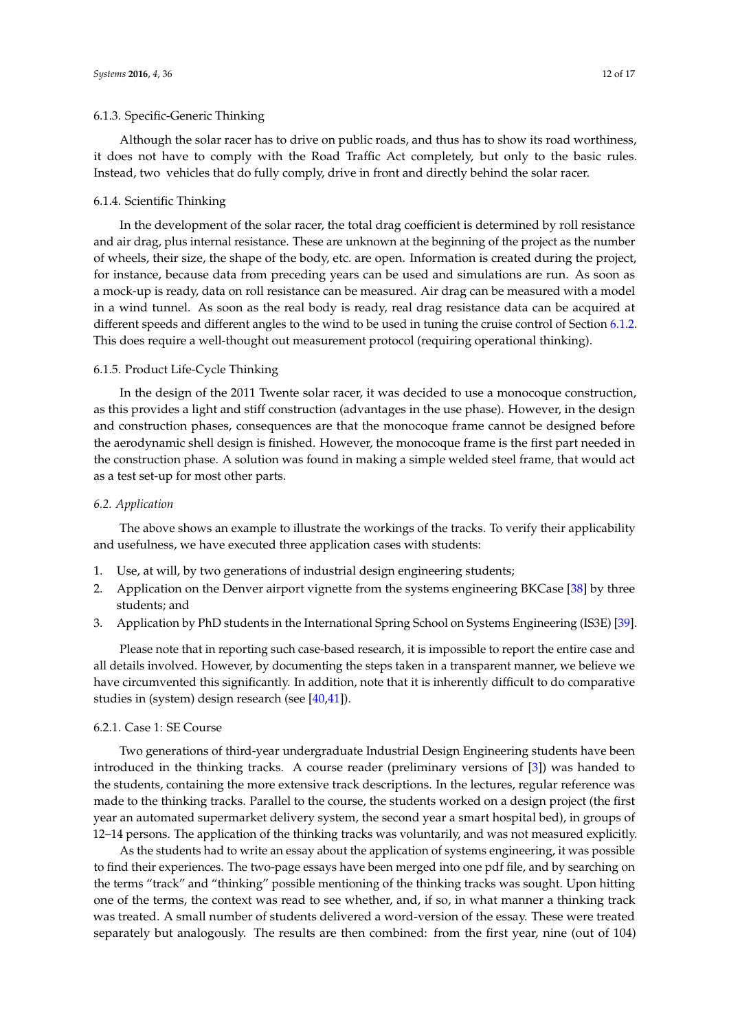#### 6.1.3. Specific-Generic Thinking

Although the solar racer has to drive on public roads, and thus has to show its road worthiness, it does not have to comply with the Road Traffic Act completely, but only to the basic rules. Instead, two vehicles that do fully comply, drive in front and directly behind the solar racer.

#### 6.1.4. Scientific Thinking

In the development of the solar racer, the total drag coefficient is determined by roll resistance and air drag, plus internal resistance. These are unknown at the beginning of the project as the number of wheels, their size, the shape of the body, etc. are open. Information is created during the project, for instance, because data from preceding years can be used and simulations are run. As soon as a mock-up is ready, data on roll resistance can be measured. Air drag can be measured with a model in a wind tunnel. As soon as the real body is ready, real drag resistance data can be acquired at different speeds and different angles to the wind to be used in tuning the cruise control of Section 6.1.2. This does require a well-thought out measurement protocol (requiring operational thinking).

#### 6.1.5. Product Life-Cycle Thinking

In the design of the 2011 Twente solar racer, it was decided to use a monocoque construction, as this provides a light and stiff construction (advantages in the use phase). However, in the design and construction phases, consequences are that the monocoque frame cannot be designed before the aerodynamic shell design is finished. However, the monocoque frame is the first part needed in the construction phase. A solution was found in making a simple welded steel frame, that would act as a test set-up for most other parts.

### *6.2. Application*

The above shows an example to illustrate the workings of the tracks. To verify their applicability and usefulness, we have executed three application cases with students:

1. Use, at will, by two generations of industrial design engineering students;
2. Application on the Denver airport vignette from the systems engineering BKCase [38] by three students; and
3. Application by PhD students in the International Spring School on Systems Engineering (IS3E) [39].

Please note that in reporting such case-based research, it is impossible to report the entire case and all details involved. However, by documenting the steps taken in a transparent manner, we believe we have circumvented this significantly. In addition, note that it is inherently difficult to do comparative studies in (system) design research (see [40,41]).

#### 6.2.1. Case 1: SE Course

Two generations of third-year undergraduate Industrial Design Engineering students have been introduced in the thinking tracks. A course reader (preliminary versions of [3]) was handed to the students, containing the more extensive track descriptions. In the lectures, regular reference was made to the thinking tracks. Parallel to the course, the students worked on a design project (the first year an automated supermarket delivery system, the second year a smart hospital bed), in groups of 12–14 persons. The application of the thinking tracks was voluntarily, and was not measured explicitly.

As the students had to write an essay about the application of systems engineering, it was possible to find their experiences. The two-page essays have been merged into one pdf file, and by searching on the terms "track" and "thinking" possible mentioning of the thinking tracks was sought. Upon hitting one of the terms, the context was read to see whether, and, if so, in what manner a thinking track was treated. A small number of students delivered a word-version of the essay. These were treated separately but analogously. The results are then combined: from the first year, nine (out of 104)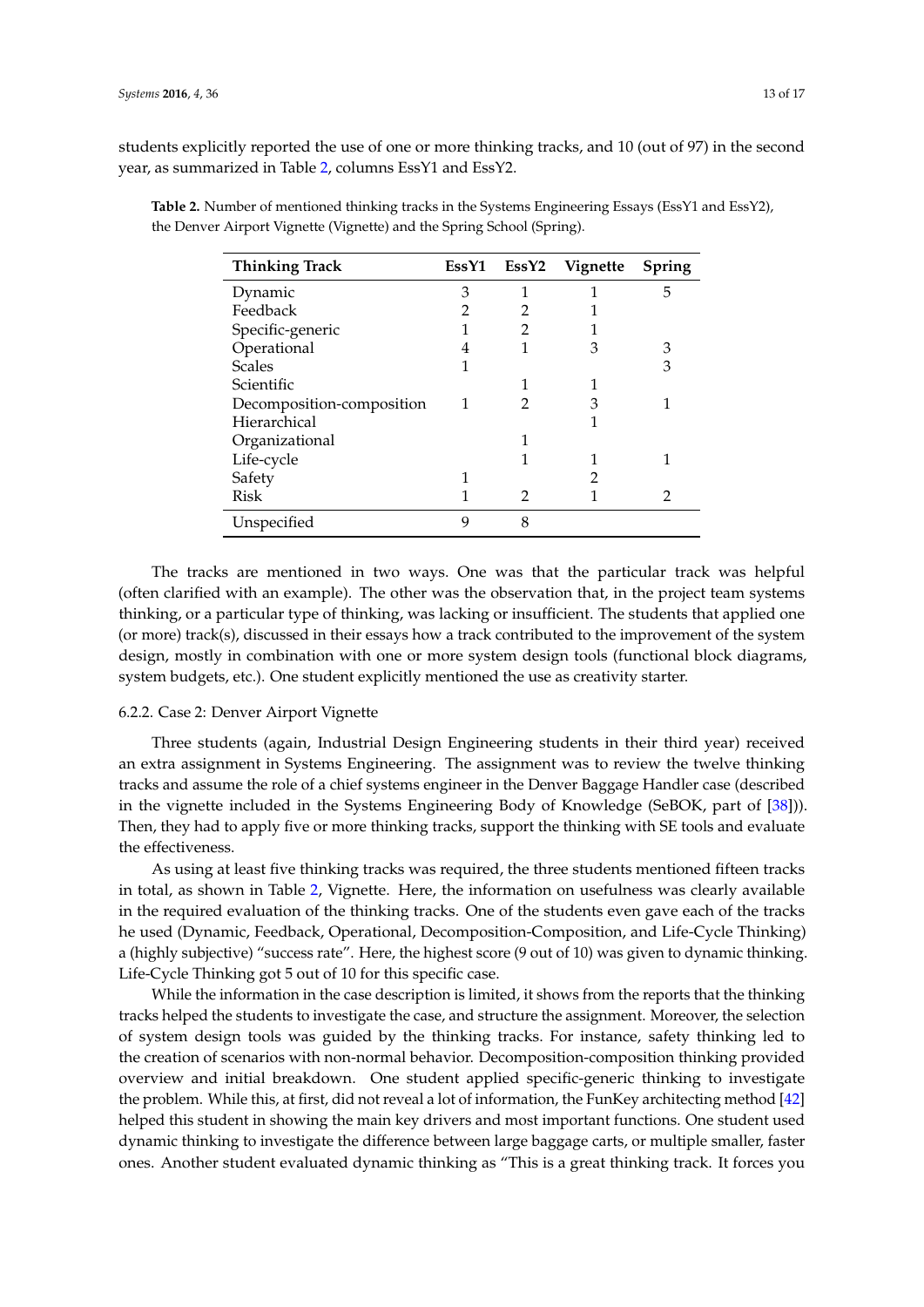students explicitly reported the use of one or more thinking tracks, and 10 (out of 97) in the second year, as summarized in Table 2, columns EssY1 and EssY2.

**Table 2.** Number of mentioned thinking tracks in the Systems Engineering Essays (EssY1 and EssY2), the Denver Airport Vignette (Vignette) and the Spring School (Spring).

| Thinking Track | EssY1 | EssY2 | Vignette | Spring |
|---|---|---|---|---|
| Dynamic | 3 | 1 | 1 | 5 |
| Feedback | 2 | 2 | 1 | |
| Specific-generic | 1 | 2 | 1 | |
| Operational | 4 | 1 | 3 | 3 |
| Scales | 1 | | | 3 |
| Scientific | | 1 | 1 | |
| Decomposition-composition | 1 | 2 | 3 | 1 |
| Hierarchical | | | 1 | |
| Organizational | | 1 | | |
| Life-cycle | | 1 | 1 | 1 |
| Safety | 1 | | 2 | |
| Risk | 1 | 2 | 1 | 2 |
| Unspecified | 9 | 8 | | |

The tracks are mentioned in two ways. One was that the particular track was helpful (often clarified with an example). The other was the observation that, in the project team systems thinking, or a particular type of thinking, was lacking or insufficient. The students that applied one (or more) track(s), discussed in their essays how a track contributed to the improvement of the system design, mostly in combination with one or more system design tools (functional block diagrams, system budgets, etc.). One student explicitly mentioned the use as creativity starter.

#### 6.2.2. Case 2: Denver Airport Vignette

Three students (again, Industrial Design Engineering students in their third year) received an extra assignment in Systems Engineering. The assignment was to review the twelve thinking tracks and assume the role of a chief systems engineer in the Denver Baggage Handler case (described in the vignette included in the Systems Engineering Body of Knowledge (SeBOK, part of [38])). Then, they had to apply five or more thinking tracks, support the thinking with SE tools and evaluate the effectiveness.

As using at least five thinking tracks was required, the three students mentioned fifteen tracks in total, as shown in Table 2, Vignette. Here, the information on usefulness was clearly available in the required evaluation of the thinking tracks. One of the students even gave each of the tracks he used (Dynamic, Feedback, Operational, Decomposition-Composition, and Life-Cycle Thinking) a (highly subjective) "success rate". Here, the highest score (9 out of 10) was given to dynamic thinking. Life-Cycle Thinking got 5 out of 10 for this specific case.

While the information in the case description is limited, it shows from the reports that the thinking tracks helped the students to investigate the case, and structure the assignment. Moreover, the selection of system design tools was guided by the thinking tracks. For instance, safety thinking led to the creation of scenarios with non-normal behavior. Decomposition-composition thinking provided overview and initial breakdown. One student applied specific-generic thinking to investigate the problem. While this, at first, did not reveal a lot of information, the FunKey architecting method [42] helped this student in showing the main key drivers and most important functions. One student used dynamic thinking to investigate the difference between large baggage carts, or multiple smaller, faster ones. Another student evaluated dynamic thinking as "This is a great thinking track. It forces you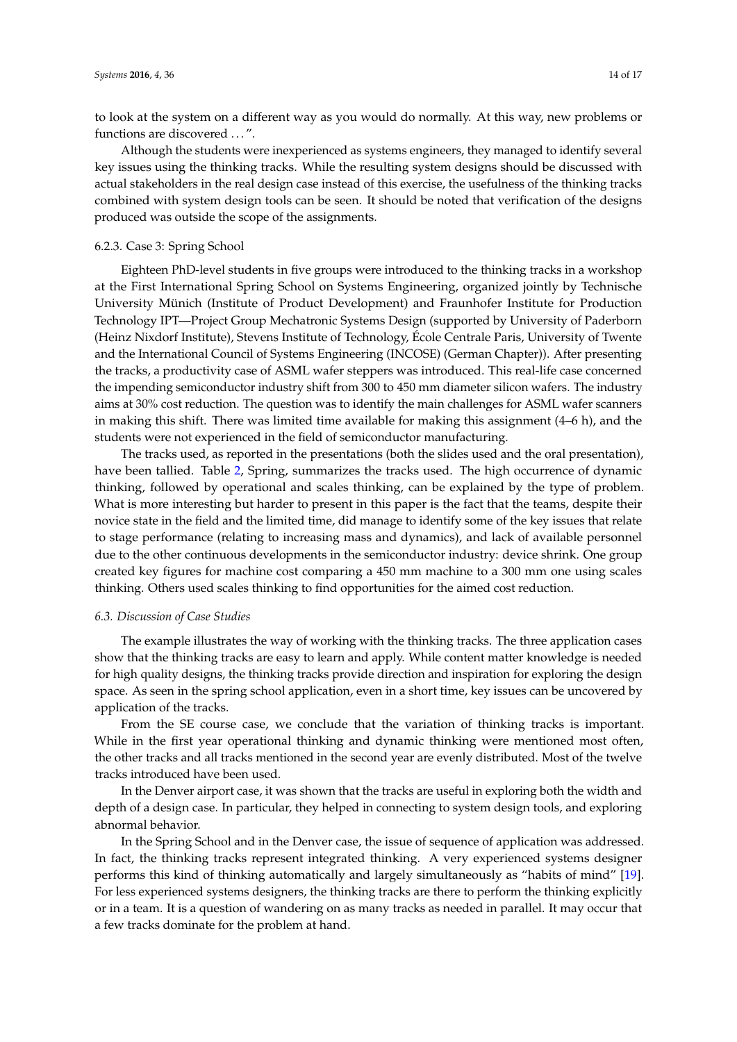to look at the system on a different way as you would do normally. At this way, new problems or functions are discovered . . . ".

Although the students were inexperienced as systems engineers, they managed to identify several key issues using the thinking tracks. While the resulting system designs should be discussed with actual stakeholders in the real design case instead of this exercise, the usefulness of the thinking tracks combined with system design tools can be seen. It should be noted that verification of the designs produced was outside the scope of the assignments.

#### 6.2.3. Case 3: Spring School

Eighteen PhD-level students in five groups were introduced to the thinking tracks in a workshop at the First International Spring School on Systems Engineering, organized jointly by Technische University München (Institute of Product Development) and Fraunhofer Institute for Production Technology IPT—Project Group Mechatronic Systems Design (supported by University of Paderborn (Heinz Nixdorf Institute), Stevens Institute of Technology, École Centrale Paris, University of Twente and the International Council of Systems Engineering (INCOSE) (German Chapter)). After presenting the tracks, a productivity case of ASML wafer steppers was introduced. This real-life case concerned the impending semiconductor industry shift from 300 to 450 mm diameter silicon wafers. The industry aims at 30% cost reduction. The question was to identify the main challenges for ASML wafer scanners in making this shift. There was limited time available for making this assignment (4–6 h), and the students were not experienced in the field of semiconductor manufacturing.

The tracks used, as reported in the presentations (both the slides used and the oral presentation), have been tallied. Table 2, Spring, summarizes the tracks used. The high occurrence of dynamic thinking, followed by operational and scales thinking, can be explained by the type of problem. What is more interesting but harder to present in this paper is the fact that the teams, despite their novice state in the field and the limited time, did manage to identify some of the key issues that relate to stage performance (relating to increasing mass and dynamics), and lack of available personnel due to the other continuous developments in the semiconductor industry: device shrink. One group created key figures for machine cost comparing a 450 mm machine to a 300 mm one using scales thinking. Others used scales thinking to find opportunities for the aimed cost reduction.

### *6.3. Discussion of Case Studies*

The example illustrates the way of working with the thinking tracks. The three application cases show that the thinking tracks are easy to learn and apply. While content matter knowledge is needed for high quality designs, the thinking tracks provide direction and inspiration for exploring the design space. As seen in the spring school application, even in a short time, key issues can be uncovered by application of the tracks.

From the SE course case, we conclude that the variation of thinking tracks is important. While in the first year operational thinking and dynamic thinking were mentioned most often, the other tracks and all tracks mentioned in the second year are evenly distributed. Most of the twelve tracks introduced have been used.

In the Denver airport case, it was shown that the tracks are useful in exploring both the width and depth of a design case. In particular, they helped in connecting to system design tools, and exploring abnormal behavior.

In the Spring School and in the Denver case, the issue of sequence of application was addressed. In fact, the thinking tracks represent integrated thinking. A very experienced systems designer performs this kind of thinking automatically and largely simultaneously as "habits of mind" [19]. For less experienced systems designers, the thinking tracks are there to perform the thinking explicitly or in a team. It is a question of wandering on as many tracks as needed in parallel. It may occur that a few tracks dominate for the problem at hand.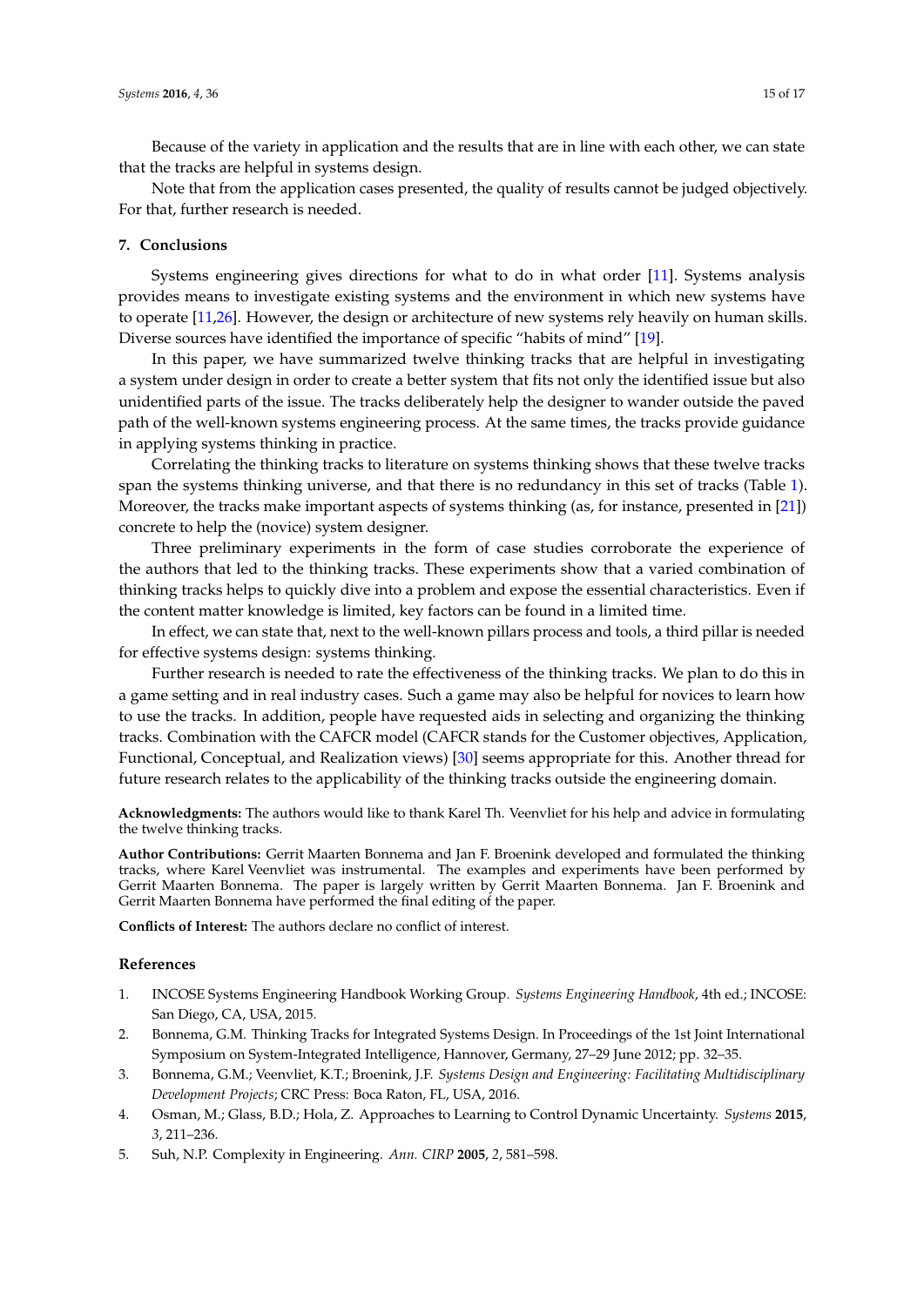Because of the variety in application and the results that are in line with each other, we can state that the tracks are helpful in systems design.

Note that from the application cases presented, the quality of results cannot be judged objectively. For that, further research is needed.

## 7. Conclusions

Systems engineering gives directions for what to do in what order [11]. Systems analysis provides means to investigate existing systems and the environment in which new systems have to operate [11,26]. However, the design or architecture of new systems rely heavily on human skills. Diverse sources have identified the importance of specific "habits of mind" [19].

In this paper, we have summarized twelve thinking tracks that are helpful in investigating a system under design in order to create a better system that fits not only the identified issue but also unidentified parts of the issue. The tracks deliberately help the designer to wander outside the paved path of the well-known systems engineering process. At the same times, the tracks provide guidance in applying systems thinking in practice.

Correlating the thinking tracks to literature on systems thinking shows that these twelve tracks span the systems thinking universe, and that there is no redundancy in this set of tracks (Table 1). Moreover, the tracks make important aspects of systems thinking (as, for instance, presented in [21]) concrete to help the (novice) system designer.

Three preliminary experiments in the form of case studies corroborate the experience of the authors that led to the thinking tracks. These experiments show that a varied combination of thinking tracks helps to quickly dive into a problem and expose the essential characteristics. Even if the content matter knowledge is limited, key factors can be found in a limited time.

In effect, we can state that, next to the well-known pillars process and tools, a third pillar is needed for effective systems design: systems thinking.

Further research is needed to rate the effectiveness of the thinking tracks. We plan to do this in a game setting and in real industry cases. Such a game may also be helpful for novices to learn how to use the tracks. In addition, people have requested aids in selecting and organizing the thinking tracks. Combination with the CAFCR model (CAFCR stands for the Customer objectives, Application, Functional, Conceptual, and Realization views) [30] seems appropriate for this. Another thread for future research relates to the applicability of the thinking tracks outside the engineering domain.

**Acknowledgments:** The authors would like to thank Karel Th. Veenvliet for his help and advice in formulating the twelve thinking tracks.

**Author Contributions:** Gerrit Maarten Bonnema and Jan F. Broenink developed and formulated the thinking tracks, where Karel Veenvliet was instrumental. The examples and experiments have been performed by Gerrit Maarten Bonnema. The paper is largely written by Gerrit Maarten Bonnema. Jan F. Broenink and Gerrit Maarten Bonnema have performed the final editing of the paper.

**Conflicts of Interest:** The authors declare no conflict of interest.

## References

1. INCOSE Systems Engineering Handbook Working Group. *Systems Engineering Handbook*, 4th ed.; INCOSE: San Diego, CA, USA, 2015.
2. Bonnema, G.M. Thinking Tracks for Integrated Systems Design. In Proceedings of the 1st Joint International Symposium on System-Integrated Intelligence, Hannover, Germany, 27–29 June 2012; pp. 32–35.
3. Bonnema, G.M.; Veenvliet, K.T.; Broenink, J.F. *Systems Design and Engineering: Facilitating Multidisciplinary Development Projects*; CRC Press: Boca Raton, FL, USA, 2016.
4. Osman, M.; Glass, B.D.; Hola, Z. Approaches to Learning to Control Dynamic Uncertainty. *Systems* **2015**, *3*, 211–236.
5. Suh, N.P. Complexity in Engineering. *Ann. CIRP* **2005**, *2*, 581–598.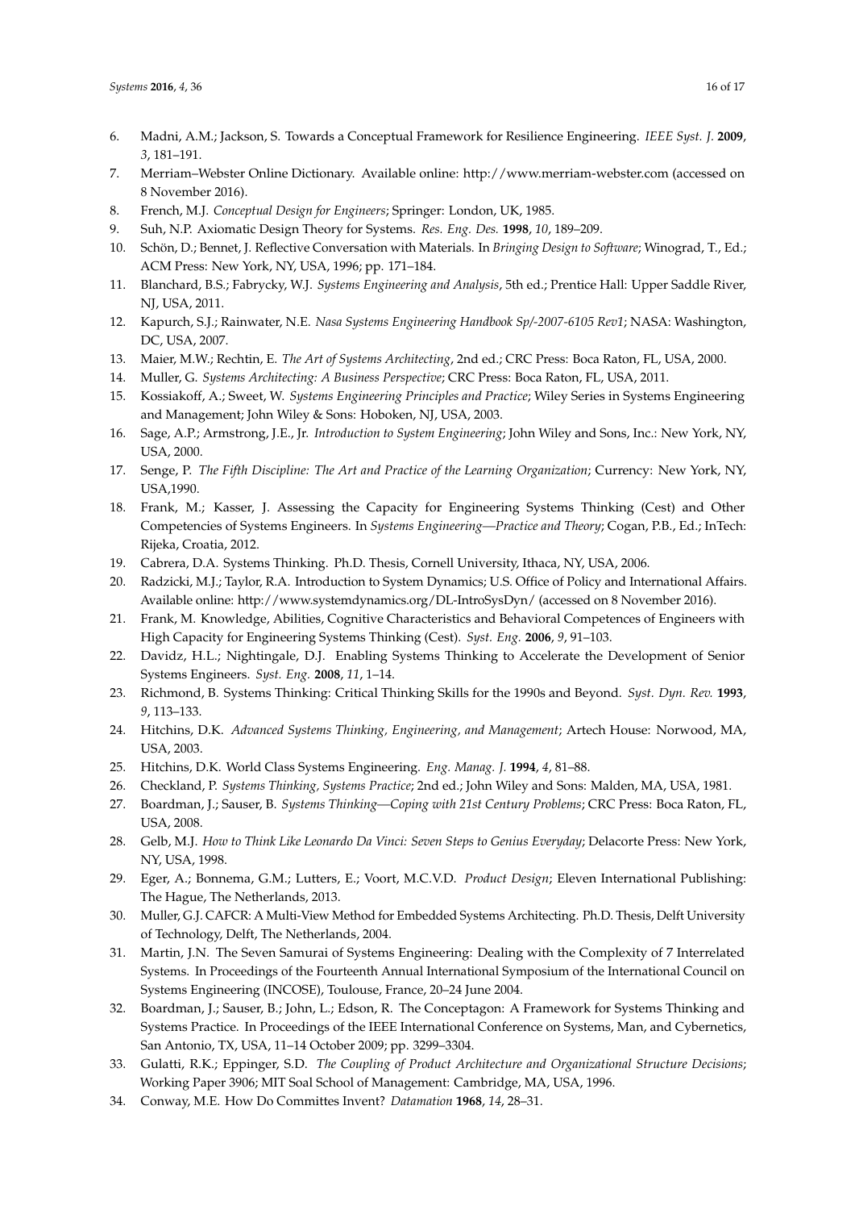6. Madni, A.M.; Jackson, S. Towards a Conceptual Framework for Resilience Engineering. *IEEE Syst. J.* **2009**, *3*, 181–191.
7. Merriam–Webster Online Dictionary. Available online: http://www.merriam-webster.com (accessed on 8 November 2016).
8. French, M.J. *Conceptual Design for Engineers*; Springer: London, UK, 1985.
9. Suh, N.P. Axiomatic Design Theory for Systems. *Res. Eng. Des.* **1998**, *10*, 189–209.
10. Schön, D.; Bennet, J. Reflective Conversation with Materials. In *Bringing Design to Software*; Winograd, T., Ed.; ACM Press: New York, NY, USA, 1996; pp. 171–184.
11. Blanchard, B.S.; Fabrycky, W.J. *Systems Engineering and Analysis*, 5th ed.; Prentice Hall: Upper Saddle River, NJ, USA, 2011.
12. Kapurch, S.J.; Rainwater, N.E. *Nasa Systems Engineering Handbook Sp/-2007-6105 Rev1*; NASA: Washington, DC, USA, 2007.
13. Maier, M.W.; Rechtin, E. *The Art of Systems Architecting*, 2nd ed.; CRC Press: Boca Raton, FL, USA, 2000.
14. Muller, G. *Systems Architecting: A Business Perspective*; CRC Press: Boca Raton, FL, USA, 2011.
15. Kossiakoff, A.; Sweet, W. *Systems Engineering Principles and Practice*; Wiley Series in Systems Engineering and Management; John Wiley & Sons: Hoboken, NJ, USA, 2003.
16. Sage, A.P.; Armstrong, J.E., Jr. *Introduction to System Engineering*; John Wiley and Sons, Inc.: New York, NY, USA, 2000.
17. Senge, P. *The Fifth Discipline: The Art and Practice of the Learning Organization*; Currency: New York, NY, USA,1990.
18. Frank, M.; Kasser, J. Assessing the Capacity for Engineering Systems Thinking (Cest) and Other Competencies of Systems Engineers. In *Systems Engineering—Practice and Theory*; Cogan, P.B., Ed.; InTech: Rijeka, Croatia, 2012.
19. Cabrera, D.A. Systems Thinking. Ph.D. Thesis, Cornell University, Ithaca, NY, USA, 2006.
20. Radzicki, M.J.; Taylor, R.A. Introduction to System Dynamics; U.S. Office of Policy and International Affairs. Available online: http://www.systemdynamics.org/DL-IntroSysDyn/ (accessed on 8 November 2016).
21. Frank, M. Knowledge, Abilities, Cognitive Characteristics and Behavioral Competences of Engineers with High Capacity for Engineering Systems Thinking (Cest). *Syst. Eng.* **2006**, *9*, 91–103.
22. Davidz, H.L.; Nightingale, D.J. Enabling Systems Thinking to Accelerate the Development of Senior Systems Engineers. *Syst. Eng.* **2008**, *11*, 1–14.
23. Richmond, B. Systems Thinking: Critical Thinking Skills for the 1990s and Beyond. *Syst. Dyn. Rev.* **1993**, *9*, 113–133.
24. Hitchins, D.K. *Advanced Systems Thinking, Engineering, and Management*; Artech House: Norwood, MA, USA, 2003.
25. Hitchins, D.K. World Class Systems Engineering. *Eng. Manag. J.* **1994**, *4*, 81–88.
26. Checkland, P. *Systems Thinking, Systems Practice*; 2nd ed.; John Wiley and Sons: Malden, MA, USA, 1981.
27. Boardman, J.; Sauser, B. *Systems Thinking—Coping with 21st Century Problems*; CRC Press: Boca Raton, FL, USA, 2008.
28. Gelb, M.J. *How to Think Like Leonardo Da Vinci: Seven Steps to Genius Everyday*; Delacorte Press: New York, NY, USA, 1998.
29. Eger, A.; Bonnema, G.M.; Lutters, E.; Voort, M.C.V.D. *Product Design*; Eleven International Publishing: The Hague, The Netherlands, 2013.
30. Muller, G.J. CAFCR: A Multi-View Method for Embedded Systems Architecting. Ph.D. Thesis, Delft University of Technology, Delft, The Netherlands, 2004.
31. Martin, J.N. The Seven Samurai of Systems Engineering: Dealing with the Complexity of 7 Interrelated Systems. In Proceedings of the Fourteenth Annual International Symposium of the International Council on Systems Engineering (INCOSE), Toulouse, France, 20–24 June 2004.
32. Boardman, J.; Sauser, B.; John, L.; Edson, R. The Conceptagon: A Framework for Systems Thinking and Systems Practice. In Proceedings of the IEEE International Conference on Systems, Man, and Cybernetics, San Antonio, TX, USA, 11–14 October 2009; pp. 3299–3304.
33. Gulatti, R.K.; Eppinger, S.D. *The Coupling of Product Architecture and Organizational Structure Decisions*; Working Paper 3906; MIT Soal School of Management: Cambridge, MA, USA, 1996.
34. Conway, M.E. How Do Committes Invent? *Datamation* **1968**, *14*, 28–31.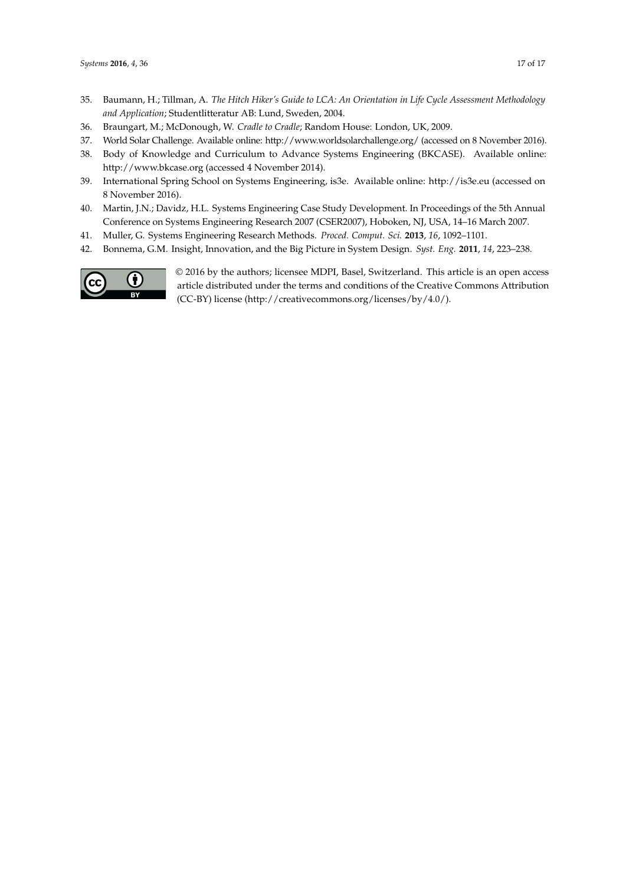35. Baumann, H.; Tillman, A. *The Hitch Hiker's Guide to LCA: An Orientation in Life Cycle Assessment Methodology and Application*; Studentlitteratur AB: Lund, Sweden, 2004.
36. Braungart, M.; McDonough, W. *Cradle to Cradle*; Random House: London, UK, 2009.
37. World Solar Challenge. Available online: http://www.worldsolarchallenge.org/ (accessed on 8 November 2016).
38. Body of Knowledge and Curriculum to Advance Systems Engineering (BKCASE). Available online: http://www.bkcase.org (accessed 4 November 2014).
39. International Spring School on Systems Engineering, is3e. Available online: http://is3e.eu (accessed on 8 November 2016).
40. Martin, J.N.; Davidz, H.L. Systems Engineering Case Study Development. In Proceedings of the 5th Annual Conference on Systems Engineering Research 2007 (CSER2007), Hoboken, NJ, USA, 14–16 March 2007.
41. Muller, G. Systems Engineering Research Methods. *Proced. Comput. Sci.* **2013**, *16*, 1092–1101.
42. Bonnema, G.M. Insight, Innovation, and the Big Picture in System Design. *Syst. Eng.* **2011**, *14*, 223–238.

© 2016 by the authors; licensee MDPI, Basel, Switzerland. This article is an open access article distributed under the terms and conditions of the Creative Commons Attribution (CC-BY) license (http://creativecommons.org/licenses/by/4.0/).